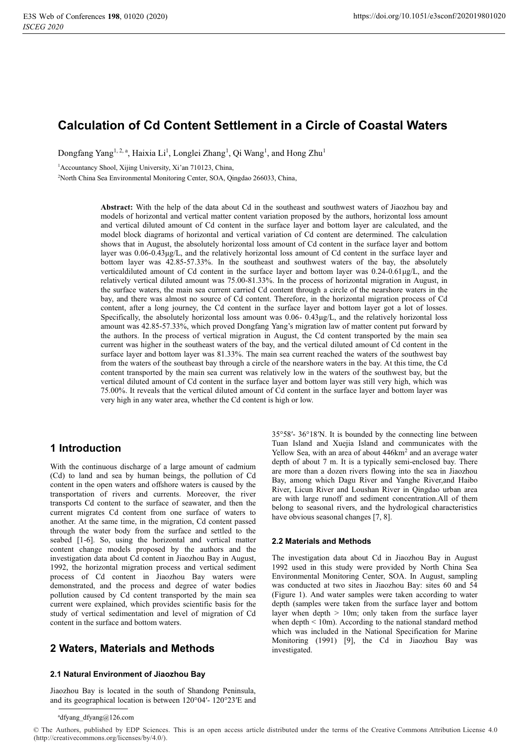# Calculation of Cd Content Settlement in a Circle of Coastal Waters

Dongfang Yang[1, 2, a], Haixia Li[1], Longlei Zhang[1], Qi Wang[1], and Hong Zhu[1]

[1]Accountancy Shool, Xijing University, Xi'an 710123, China,

[2]North China Sea Environmental Monitoring Center, SOA, Qingdao 266033, China,

**Abstract:** With the help of the data about Cd in the southeast and southwest waters of Jiaozhou bay and models of horizontal and vertical matter content variation proposed by the authors, horizontal loss amount and vertical diluted amount of Cd content in the surface layer and bottom layer are calculated, and the model block diagrams of horizontal and vertical variation of Cd content are determined. The calculation shows that in August, the absolutely horizontal loss amount of Cd content in the surface layer and bottom layer was 0.06-0.43μg/L, and the relatively horizontal loss amount of Cd content in the surface layer and bottom layer was 42.85-57.33%. In the southeast and southwest waters of the bay, the absolutely verticaldiluted amount of Cd content in the surface layer and bottom layer was 0.24-0.61μg/L, and the relatively vertical diluted amount was 75.00-81.33%. In the process of horizontal migration in August, in the surface waters, the main sea current carried Cd content through a circle of the nearshore waters in the bay, and there was almost no source of Cd content. Therefore, in the horizontal migration process of Cd content, after a long journey, the Cd content in the surface layer and bottom layer got a lot of losses. Specifically, the absolutely horizontal loss amount was 0.06- 0.43μg/L, and the relatively horizontal loss amount was 42.85-57.33%, which proved Dongfang Yang's migration law of matter content put forward by the authors. In the process of vertical migration in August, the Cd content transported by the main sea current was higher in the southeast waters of the bay, and the vertical diluted amount of Cd content in the surface layer and bottom layer was 81.33%. The main sea current reached the waters of the southwest bay from the waters of the southeast bay through a circle of the nearshore waters in the bay. At this time, the Cd content transported by the main sea current was relatively low in the waters of the southwest bay, but the vertical diluted amount of Cd content in the surface layer and bottom layer was still very high, which was 75.00%. It reveals that the vertical diluted amount of Cd content in the surface layer and bottom layer was very high in any water area, whether the Cd content is high or low.

## 1 Introduction

With the continuous discharge of a large amount of cadmium (Cd) to land and sea by human beings, the pollution of Cd content in the open waters and offshore waters is caused by the transportation of rivers and currents. Moreover, the river transports Cd content to the surface of seawater, and then the current migrates Cd content from one surface of waters to another. At the same time, in the migration, Cd content passed through the water body from the surface and settled to the seabed [1-6]. So, using the horizontal and vertical matter content change models proposed by the authors and the investigation data about Cd content in Jiaozhou Bay in August, 1992, the horizontal migration process and vertical sediment process of Cd content in Jiaozhou Bay waters were demonstrated, and the process and degree of water bodies pollution caused by Cd content transported by the main sea current were explained, which provides scientific basis for the study of vertical sedimentation and level of migration of Cd content in the surface and bottom waters.

## 2 Waters, Materials and Methods

### 2.1 Natural Environment of Jiaozhou Bay

Jiaozhou Bay is located in the south of Shandong Peninsula, and its geographical location is between 120°04′- 120°23′E and 35°58′- 36°18′N. It is bounded by the connecting line between Tuan Island and Xuejia Island and communicates with the Yellow Sea, with an area of about 446km$^2$ and an average water depth of about 7 m. It is a typically semi-enclosed bay. There are more than a dozen rivers flowing into the sea in Jiaozhou Bay, among which Dagu River and Yanghe River,and Haibo River, Licun River and Loushan River in Qingdao urban area are with large runoff and sediment concentration.All of them belong to seasonal rivers, and the hydrological characteristics have obvious seasonal changes [7, 8].

### 2.2 Materials and Methods

The investigation data about Cd in Jiaozhou Bay in August 1992 used in this study were provided by North China Sea Environmental Monitoring Center, SOA. In August, sampling was conducted at two sites in Jiaozhou Bay: sites 60 and 54 (Figure 1). And water samples were taken according to water depth (samples were taken from the surface layer and bottom layer when depth > 10m; only taken from the surface layer when depth < 10m). According to the national standard method which was included in the National Specification for Marine Monitoring (1991) [9], the Cd in Jiaozhou Bay was investigated.

[a]dfyang_dfyang@126.com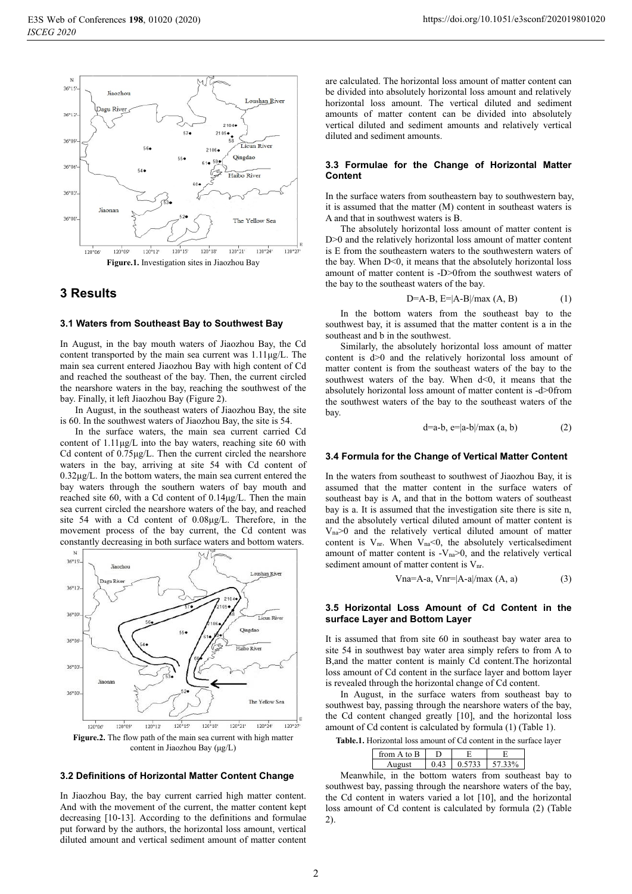Jiaozhou

Loushan River

Dagu River

2104

57

2105

58

56

2106

Licun River

55

Qingdao

61 59

54

Haibo River

60

53

Jiaonan

52

The Yellow Sea

36°15'

36°12'

36°09'

36°06'

36°03'

36°00'

120°06' 120°09' 120°12' 120°15' 120°18' 120°21' 120°24' 120°27'

N

E

**Figure.1.** Investigation sites in Jiaozhou Bay

## 3 Results

### 3.1 Waters from Southeast Bay to Southwest Bay

In August, in the bay mouth waters of Jiaozhou Bay, the Cd content transported by the main sea current was 1.11μg/L. The main sea current entered Jiaozhou Bay with high content of Cd and reached the southeast of the bay. Then, the current circled the nearshore waters in the bay, reaching the southwest of the bay. Finally, it left Jiaozhou Bay (Figure 2).

In August, in the southeast waters of Jiaozhou Bay, the site is 60. In the southwest waters of Jiaozhou Bay, the site is 54.

In the surface waters, the main sea current carried Cd content of 1.11μg/L into the bay waters, reaching site 60 with Cd content of 0.75μg/L. Then the current circled the nearshore waters in the bay, arriving at site 54 with Cd content of 0.32μg/L. In the bottom waters, the main sea current entered the bay waters through the southern waters of bay mouth and reached site 60, with a Cd content of 0.14μg/L. Then the main sea current circled the nearshore waters of the bay, and reached site 54 with a Cd content of 0.08μg/L. Therefore, in the movement process of the bay current, the Cd content was constantly decreasing in both surface waters and bottom waters.

Jiaozhou

Loushan River

Dagu River

2104

57

2105

58

56

2106

Licun River

55

Qingdao

61

54

Haibo River

60

53

Jiaonan

52

The Yellow Sea

36°15'

36°12'

36°09'

36°06'

36°03'

36°00'

120°06' 120°09' 120°12' 120°15' 120°18' 120°21' 120°24' 120°27'

N

E

**Figure.2.** The flow path of the main sea current with high matter content in Jiaozhou Bay (μg/L)

### 3.2 Definitions of Horizontal Matter Content Change

In Jiaozhou Bay, the bay current carried high matter content. And with the movement of the current, the matter content kept decreasing [10-13]. According to the definitions and formulae put forward by the authors, the horizontal loss amount, vertical diluted amount and vertical sediment amount of matter content are calculated. The horizontal loss amount of matter content can be divided into absolutely horizontal loss amount and relatively horizontal loss amount. The vertical diluted and sediment amounts of matter content can be divided into absolutely vertical diluted and sediment amounts and relatively vertical diluted and sediment amounts.

### 3.3 Formulae for the Change of Horizontal Matter Content

In the surface waters from southeastern bay to southwestern bay, it is assumed that the matter (M) content in southeast waters is A and that in southwest waters is B.

The absolutely horizontal loss amount of matter content is D>0 and the relatively horizontal loss amount of matter content is E from the southeastern waters to the southwestern waters of the bay. When D<0, it means that the absolutely horizontal loss amount of matter content is -D>0from the southwest waters of the bay to the southeast waters of the bay.

$$D=A-B,\ E=|A-B|/\max(A, B) \qquad (1)$$

In the bottom waters from the southeast bay to the southwest bay, it is assumed that the matter content is a in the southeast and b in the southwest.

Similarly, the absolutely horizontal loss amount of matter content is d>0 and the relatively horizontal loss amount of matter content is from the southeast waters of the bay to the southwest waters of the bay. When d<0, it means that the absolutely horizontal loss amount of matter content is -d>0from the southwest waters of the bay to the southeast waters of the bay.

$$d=a-b,\ e=|a-b|/\max(a, b) \qquad (2)$$

### 3.4 Formula for the Change of Vertical Matter Content

In the waters from southeast to southwest of Jiaozhou Bay, it is assumed that the matter content in the surface waters of southeast bay is A, and that in the bottom waters of southeast bay is a. It is assumed that the investigation site there is site n, and the absolutely vertical diluted amount of matter content is $V_{na}$>0 and the relatively vertical diluted amount of matter content is $V_{nr}$. When $V_{na}$<0, the absolutely verticalsediment amount of matter content is -$V_{na}$>0, and the relatively vertical sediment amount of matter content is $V_{nr}$.

$$Vna=A-a,\ Vnr=|A-a|/\max(A, a) \qquad (3)$$

### 3.5 Horizontal Loss Amount of Cd Content in the surface Layer and Bottom Layer

It is assumed that from site 60 in southeast bay water area to site 54 in southwest bay water area simply refers to from A to B,and the matter content is mainly Cd content.The horizontal loss amount of Cd content in the surface layer and bottom layer is revealed through the horizontal change of Cd content.

In August, in the surface waters from southeast bay to southwest bay, passing through the nearshore waters of the bay, the Cd content changed greatly [10], and the horizontal loss amount of Cd content is calculated by formula (1) (Table 1).

**Table.1.** Horizontal loss amount of Cd content in the surface layer

| from A to B | D | E | E |
|---|---|---|---|
| August | 0.43 | 0.5733 | 57.33% |

Meanwhile, in the bottom waters from southeast bay to southwest bay, passing through the nearshore waters of the bay, the Cd content in waters varied a lot [10], and the horizontal loss amount of Cd content is calculated by formula (2) (Table 2).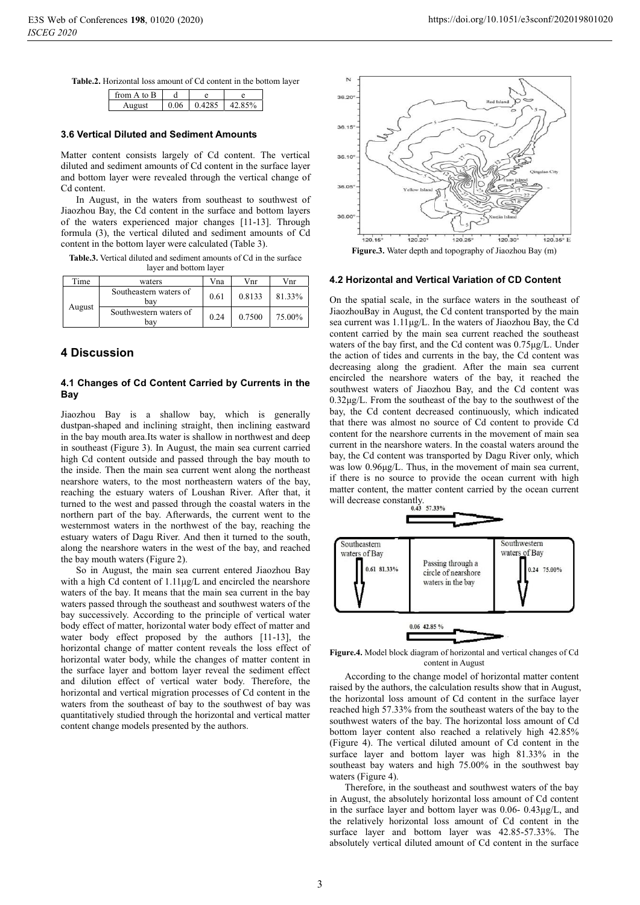**Table.2.** Horizontal loss amount of Cd content in the bottom layer

| from A to B | d | e | e |
|---|---|---|---|
| August | 0.06 | 0.4285 | 42.85% |

### 3.6 Vertical Diluted and Sediment Amounts

Matter content consists largely of Cd content. The vertical diluted and sediment amounts of Cd content in the surface layer and bottom layer were revealed through the vertical change of Cd content.

In August, in the waters from southeast to southwest of Jiaozhou Bay, the Cd content in the surface and bottom layers of the waters experienced major changes [11-13]. Through formula (3), the vertical diluted and sediment amounts of Cd content in the bottom layer were calculated (Table 3).

**Table.3.** Vertical diluted and sediment amounts of Cd in the surface layer and bottom layer

| Time | waters | Vna | Vnr | Vnr |
|---|---|---|---|---|
| August | Southeastern waters of bay | 0.61 | 0.8133 | 81.33% |
| | Southwestern waters of bay | 0.24 | 0.7500 | 75.00% |

## 4 Discussion

### 4.1 Changes of Cd Content Carried by Currents in the Bay

Jiaozhou Bay is a shallow bay, which is generally dustpan-shaped and inclining straight, then inclining eastward in the bay mouth area.Its water is shallow in northwest and deep in southeast (Figure 3). In August, the main sea current carried high Cd content outside and passed through the bay mouth to the inside. Then the main sea current went along the northeast nearshore waters, to the most northeastern waters of the bay, reaching the estuary waters of Loushan River. After that, it turned to the west and passed through the coastal waters in the northern part of the bay. Afterwards, the current went to the westernmost waters in the northwest of the bay, reaching the estuary waters of Dagu River. And then it turned to the south, along the nearshore waters in the west of the bay, and reached the bay mouth waters (Figure 2).

So in August, the main sea current entered Jiaozhou Bay with a high Cd content of 1.11μg/L and encircled the nearshore waters of the bay. It means that the main sea current in the bay waters passed through the southeast and southwest waters of the bay successively. According to the principle of vertical water body effect of matter, horizontal water body effect of matter and water body effect proposed by the authors [11-13], the horizontal change of matter content reveals the loss effect of horizontal water body, while the changes of matter content in the surface layer and bottom layer reveal the sediment effect and dilution effect of vertical water body. Therefore, the horizontal and vertical migration processes of Cd content in the waters from the southeast of bay to the southwest of bay was quantitatively studied through the horizontal and vertical matter content change models presented by the authors.

36.20°
36.15°
36.10°
36.05°
36.00°
120.15° 120.20° 120.25° 120.30° 120.35° E
N
Red Island
Qingdao City
Yellow Island
Tuan Island
Xuejia Island

**Figure.3.** Water depth and topography of Jiaozhou Bay (m)

### 4.2 Horizontal and Vertical Variation of CD Content

On the spatial scale, in the surface waters in the southeast of JiaozhouBay in August, the Cd content transported by the main sea current was 1.11μg/L. In the waters of Jiaozhou Bay, the Cd content carried by the main sea current reached the southeast waters of the bay first, and the Cd content was 0.75μg/L. Under the action of tides and currents in the bay, the Cd content was decreasing along the gradient. After the main sea current encircled the nearshore waters of the bay, it reached the southwest waters of Jiaozhou Bay, and the Cd content was 0.32μg/L. From the southeast of the bay to the southwest of the bay, the Cd content decreased continuously, which indicated that there was almost no source of Cd content to provide Cd content for the nearshore currents in the movement of main sea current in the nearshore waters. In the coastal waters around the bay, the Cd content was transported by Dagu River only, which was low 0.96μg/L. Thus, in the movement of main sea current, if there is no source to provide the ocean current with high matter content, the matter content carried by the ocean current will decrease constantly.

0.43 57.33%
Southeastern waters of Bay
0.61 81.33%
Passing through a circle of nearshore waters in the bay
Southwestern waters of Bay
0.24 75.00%
0.06 42.85 %

**Figure.4.** Model block diagram of horizontal and vertical changes of Cd content in August

According to the change model of horizontal matter content raised by the authors, the calculation results show that in August, the horizontal loss amount of Cd content in the surface layer reached high 57.33% from the southeast waters of the bay to the southwest waters of the bay. The horizontal loss amount of Cd bottom layer content also reached a relatively high 42.85% (Figure 4). The vertical diluted amount of Cd content in the surface layer and bottom layer was high 81.33% in the southeast bay waters and high 75.00% in the southwest bay waters (Figure 4).

Therefore, in the southeast and southwest waters of the bay in August, the absolutely horizontal loss amount of Cd content in the surface layer and bottom layer was 0.06- 0.43μg/L, and the relatively horizontal loss amount of Cd content in the surface layer and bottom layer was 42.85-57.33%. The absolutely vertical diluted amount of Cd content in the surface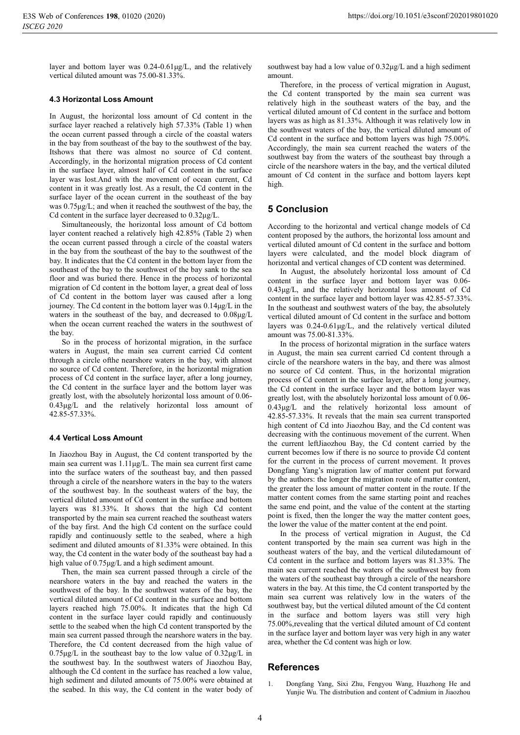layer and bottom layer was 0.24-0.61μg/L, and the relatively vertical diluted amount was 75.00-81.33%.

### 4.3 Horizontal Loss Amount

In August, the horizontal loss amount of Cd content in the surface layer reached a relatively high 57.33% (Table 1) when the ocean current passed through a circle of the coastal waters in the bay from southeast of the bay to the southwest of the bay. Itshows that there was almost no source of Cd content. Accordingly, in the horizontal migration process of Cd content in the surface layer, almost half of Cd content in the surface layer was lost.And with the movement of ocean current, Cd content in it was greatly lost. As a result, the Cd content in the surface layer of the ocean current in the southeast of the bay was 0.75μg/L; and when it reached the southwest of the bay, the Cd content in the surface layer decreased to 0.32μg/L.

Simultaneously, the horizontal loss amount of Cd bottom layer content reached a relatively high 42.85% (Table 2) when the ocean current passed through a circle of the coastal waters in the bay from the southeast of the bay to the southwest of the bay. It indicates that the Cd content in the bottom layer from the southeast of the bay to the southwest of the bay sank to the sea floor and was buried there. Hence in the process of horizontal migration of Cd content in the bottom layer, a great deal of loss of Cd content in the bottom layer was caused after a long journey. The Cd content in the bottom layer was 0.14μg/L in the waters in the southeast of the bay, and decreased to 0.08μg/L when the ocean current reached the waters in the southwest of the bay.

So in the process of horizontal migration, in the surface waters in August, the main sea current carried Cd content through a circle ofthe nearshore waters in the bay, with almost no source of Cd content. Therefore, in the horizontal migration process of Cd content in the surface layer, after a long journey, the Cd content in the surface layer and the bottom layer was greatly lost, with the absolutely horizontal loss amount of 0.06-0.43μg/L and the relatively horizontal loss amount of 42.85-57.33%.

### 4.4 Vertical Loss Amount

In Jiaozhou Bay in August, the Cd content transported by the main sea current was 1.11μg/L. The main sea current first came into the surface waters of the southeast bay, and then passed through a circle of the nearshore waters in the bay to the waters of the southwest bay. In the southeast waters of the bay, the vertical diluted amount of Cd content in the surface and bottom layers was 81.33%. It shows that the high Cd content transported by the main sea current reached the southeast waters of the bay first. And the high Cd content on the surface could rapidly and continuously settle to the seabed, where a high sediment and diluted amounts of 81.33% were obtained. In this way, the Cd content in the water body of the southeast bay had a high value of 0.75μg/L and a high sediment amount.

Then, the main sea current passed through a circle of the nearshore waters in the bay and reached the waters in the southwest of the bay. In the southwest waters of the bay, the vertical diluted amount of Cd content in the surface and bottom layers reached high 75.00%. It indicates that the high Cd content in the surface layer could rapidly and continuously settle to the seabed when the high Cd content transported by the main sea current passed through the nearshore waters in the bay. Therefore, the Cd content decreased from the high value of 0.75μg/L in the southeast bay to the low value of 0.32μg/L in the southwest bay. In the southwest waters of Jiaozhou Bay, although the Cd content in the surface has reached a low value, high sediment and diluted amounts of 75.00% were obtained at the seabed. In this way, the Cd content in the water body of southwest bay had a low value of 0.32μg/L and a high sediment amount.

Therefore, in the process of vertical migration in August, the Cd content transported by the main sea current was relatively high in the southeast waters of the bay, and the vertical diluted amount of Cd content in the surface and bottom layers was as high as 81.33%. Although it was relatively low in the southwest waters of the bay, the vertical diluted amount of Cd content in the surface and bottom layers was high 75.00%. Accordingly, the main sea current reached the waters of the southwest bay from the waters of the southeast bay through a circle of the nearshore waters in the bay, and the vertical diluted amount of Cd content in the surface and bottom layers kept high.

## 5 Conclusion

According to the horizontal and vertical change models of Cd content proposed by the authors, the horizontal loss amount and vertical diluted amount of Cd content in the surface and bottom layers were calculated, and the model block diagram of horizontal and vertical changes of CD content was determined.

In August, the absolutely horizontal loss amount of Cd content in the surface layer and bottom layer was 0.06-0.43μg/L, and the relatively horizontal loss amount of Cd content in the surface layer and bottom layer was 42.85-57.33%. In the southeast and southwest waters of the bay, the absolutely vertical diluted amount of Cd content in the surface and bottom layers was 0.24-0.61μg/L, and the relatively vertical diluted amount was 75.00-81.33%.

In the process of horizontal migration in the surface waters in August, the main sea current carried Cd content through a circle of the nearshore waters in the bay, and there was almost no source of Cd content. Thus, in the horizontal migration process of Cd content in the surface layer, after a long journey, the Cd content in the surface layer and the bottom layer was greatly lost, with the absolutely horizontal loss amount of 0.06-0.43μg/L and the relatively horizontal loss amount of 42.85-57.33%. It reveals that the main sea current transported high content of Cd into Jiaozhou Bay, and the Cd content was decreasing with the continuous movement of the current. When the current leftJiaozhou Bay, the Cd content carried by the current becomes low if there is no source to provide Cd content for the current in the process of current movement. It proves Dongfang Yang's migration law of matter content put forward by the authors: the longer the migration route of matter content, the greater the loss amount of matter content in the route. If the matter content comes from the same starting point and reaches the same end point, and the value of the content at the starting point is fixed, then the longer the way the matter content goes, the lower the value of the matter content at the end point.

In the process of vertical migration in August, the Cd content transported by the main sea current was high in the southeast waters of the bay, and the vertical dilutedamount of Cd content in the surface and bottom layers was 81.33%. The main sea current reached the waters of the southwest bay from the waters of the southeast bay through a circle of the nearshore waters in the bay. At this time, the Cd content transported by the main sea current was relatively low in the waters of the southwest bay, but the vertical diluted amount of the Cd content in the surface and bottom layers was still very high 75.00%,revealing that the vertical diluted amount of Cd content in the surface layer and bottom layer was very high in any water area, whether the Cd content was high or low.

## References

1. Dongfang Yang, Sixi Zhu, Fengyou Wang, Huazhong He and Yunjie Wu. The distribution and content of Cadmium in Jiaozhou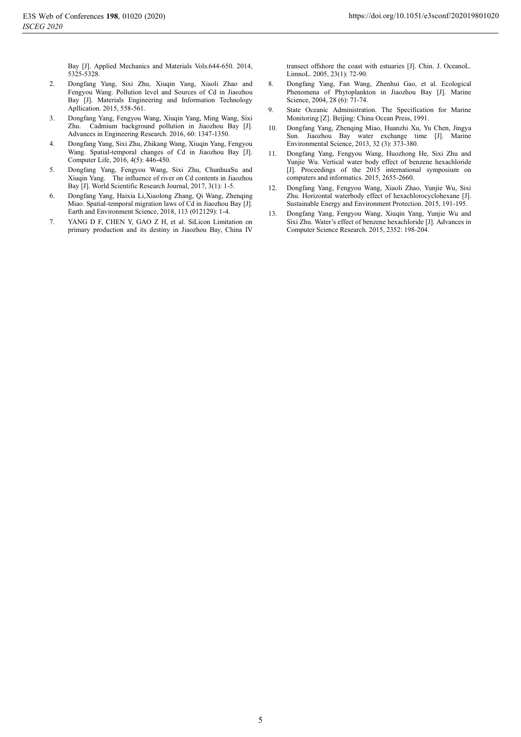Bay [J]. Applied Mechanics and Materials Vols.644-650. 2014, 5325-5328.

2. Dongfang Yang, Sixi Zhu, Xiuqin Yang, Xiaoli Zhao and Fengyou Wang. Pollution level and Sources of Cd in Jiaozhou Bay [J]. Materials Engineering and Information Technology Apllication. 2015, 558-561.
3. Dongfang Yang, Fengyou Wang, Xiuqin Yang, Ming Wang, Sixi Zhu. Cadmium background pollution in Jiaozhou Bay [J]. Advances in Engineering Research. 2016, 60: 1347-1350.
4. Dongfang Yang, Sixi Zhu, Zhikang Wang, Xiuqin Yang, Fengyou Wang. Spatial-temporal changes of Cd in Jiaozhou Bay [J]. Computer Life, 2016, 4(5): 446-450.
5. Dongfang Yang, Fengyou Wang, Sixi Zhu, ChunhuaSu and Xiuqin Yang. The influence of river on Cd contents in Jiaozhou Bay [J]. World Scientific Research Journal, 2017, 3(1): 1-5.
6. Dongfang Yang, Haixia Li,Xiaolong Zhang, Qi Wang, Zhenqing Miao. Spatial-temporal migration laws of Cd in Jiaozhou Bay [J]. Earth and Environment Science, 2018, 113 (012129): 1-4.
7. YANG D F, CHEN Y, GAO Z H, et al. SiLicon Limitation on primary production and its destiny in Jiaozhou Bay, China IV transect offshore the coast with estuaries [J]. Chin. J. OceanoL. LimnoL. 2005, 23(1): 72-90.
8. Dongfang Yang, Fan Wang, Zhenhui Gao, et al. Ecological Phenomena of Phytoplankton in Jiaozhou Bay [J]. Marine Science, 2004, 28 (6): 71-74.
9. State Oceanic Administration. The Specification for Marine Monitoring [Z]. Beijing: China Ocean Press, 1991.
10. Dongfang Yang, Zhenqing Miao, Huanzhi Xu, Yu Chen, Jingya Sun. Jiaozhou Bay water exchange time [J]. Marine Environmental Science, 2013, 32 (3): 373-380.
11. Dongfang Yang, Fengyou Wang, Huozhong He, Sixi Zhu and Yunjie Wu. Vertical water body effect of benzene hexachloride [J]. Proceedings of the 2015 international symposium on computers and informatics. 2015, 2655-2660.
12. Dongfang Yang, Fengyou Wang, Xiaoli Zhao, Yunjie Wu, Sixi Zhu. Horizontal waterbody effect of hexachlorocyclohexane [J]. Sustainable Energy and Environment Protection. 2015, 191-195.
13. Dongfang Yang, Fengyou Wang, Xiuqin Yang, Yunjie Wu and Sixi Zhu. Water's effect of benzene hexachloride [J]. Advances in Computer Science Research. 2015, 2352: 198-204.